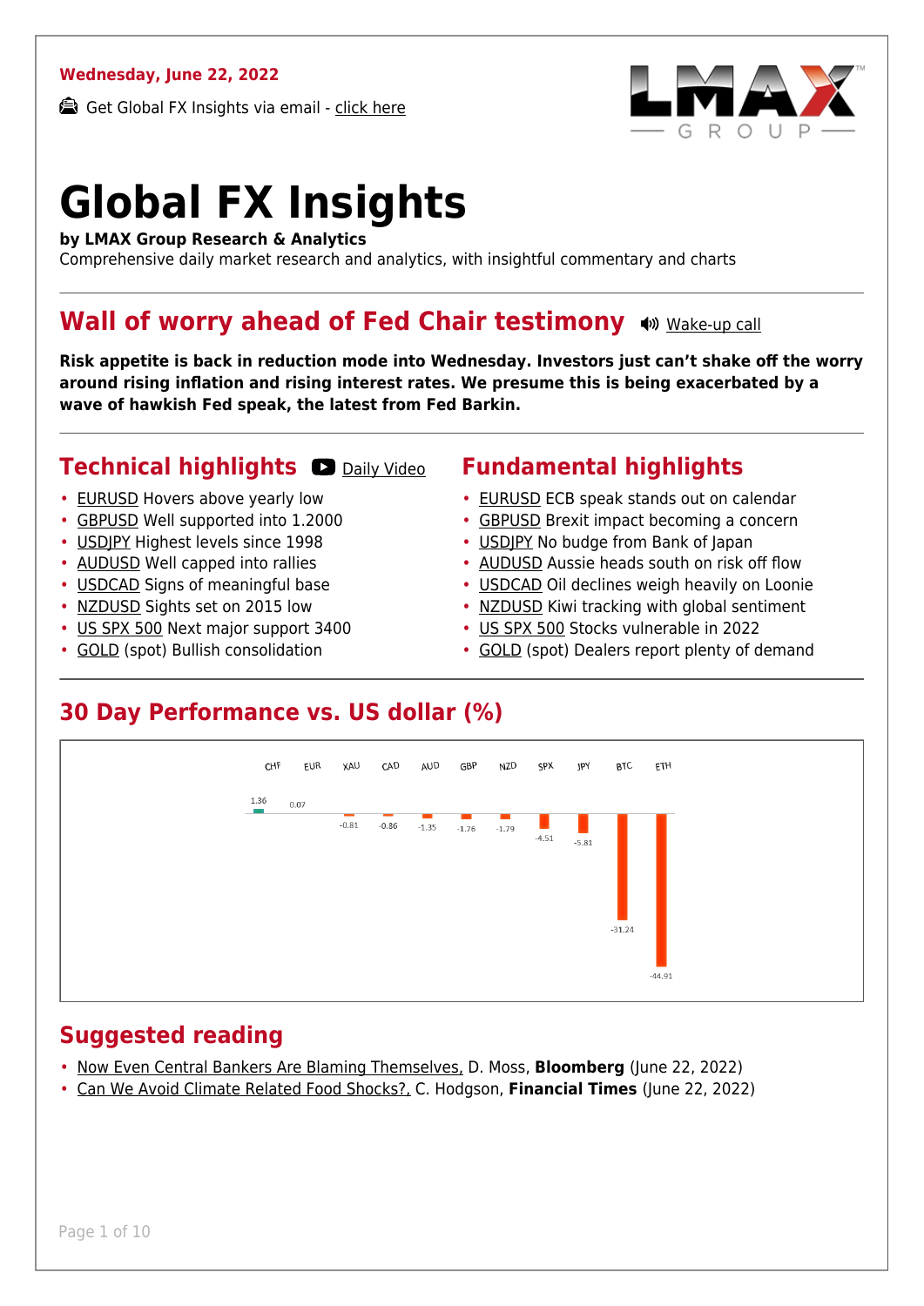**Wednesday, June 22, 2022**

Get Global FX Insights via email - click here

# Global FX Insights

**by LMAX Group Research & Analytics**
Comprehensive daily market research and analytics, with insightful commentary and charts

## Wall of worry ahead of Fed Chair testimony

Wake-up call

**Risk appetite is back in reduction mode into Wednesday. Investors just can't shake off the worry around rising inflation and rising interest rates. We presume this is being exacerbated by a wave of hawkish Fed speak, the latest from Fed Barkin.**

## Technical highlights

Daily Video

- EURUSD Hovers above yearly low
- GBPUSD Well supported into 1.2000
- USDJPY Highest levels since 1998
- AUDUSD Well capped into rallies
- USDCAD Signs of meaningful base
- NZDUSD Sights set on 2015 low
- US SPX 500 Next major support 3400
- GOLD (spot) Bullish consolidation

## Fundamental highlights

- EURUSD ECB speak stands out on calendar
- GBPUSD Brexit impact becoming a concern
- USDJPY No budge from Bank of Japan
- AUDUSD Aussie heads south on risk off flow
- USDCAD Oil declines weigh heavily on Loonie
- NZDUSD Kiwi tracking with global sentiment
- US SPX 500 Stocks vulnerable in 2022
- GOLD (spot) Dealers report plenty of demand

## 30 Day Performance vs. US dollar (%)

| CHF | EUR | XAU | CAD | AUD | GBP | NZD | SPX | JPY | BTC | ETH |
|---|---|---|---|---|---|---|---|---|---|---|
| 1.36 | 0.07 | -0.81 | -0.86 | -1.35 | -1.76 | -1.79 | -4.51 | -5.81 | -31.24 | -44.91 |

## Suggested reading

- Now Even Central Bankers Are Blaming Themselves, D. Moss, **Bloomberg** (June 22, 2022)
- Can We Avoid Climate Related Food Shocks?, C. Hodgson, **Financial Times** (June 22, 2022)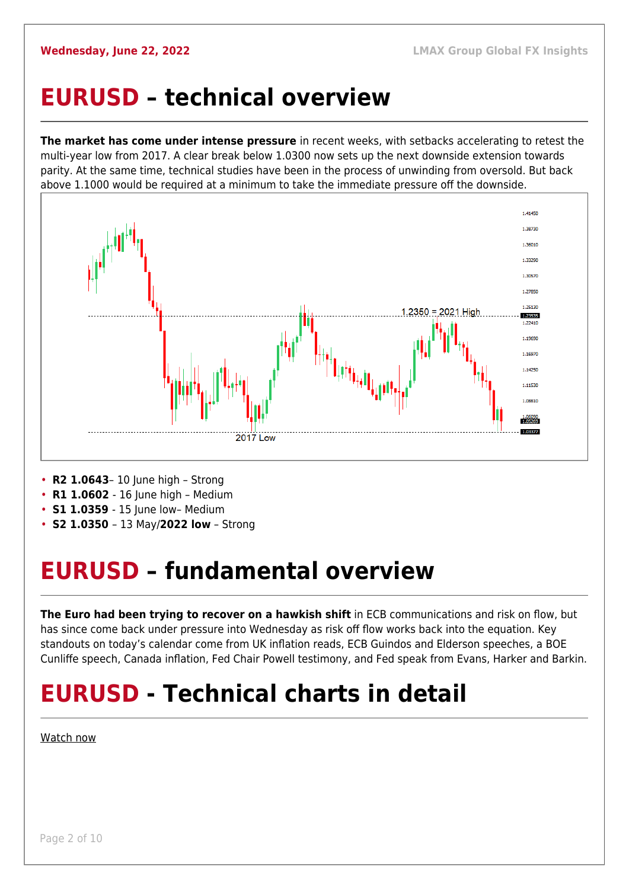# EURUSD – technical overview

**The market has come under intense pressure** in recent weeks, with setbacks accelerating to retest the multi-year low from 2017. A clear break below 1.0300 now sets up the next downside extension towards parity. At the same time, technical studies have been in the process of unwinding from oversold. But back above 1.1000 would be required at a minimum to take the immediate pressure off the downside.

- **R2 1.0643**– 10 June high – Strong
- **R1 1.0602** - 16 June high – Medium
- **S1 1.0359** - 15 June low– Medium
- **S2 1.0350** – 13 May/**2022 low** – Strong

# EURUSD – fundamental overview

**The Euro had been trying to recover on a hawkish shift** in ECB communications and risk on flow, but has since come back under pressure into Wednesday as risk off flow works back into the equation. Key standouts on today's calendar come from UK inflation reads, ECB Guindos and Elderson speeches, a BOE Cunliffe speech, Canada inflation, Fed Chair Powell testimony, and Fed speak from Evans, Harker and Barkin.

# EURUSD - Technical charts in detail

Watch now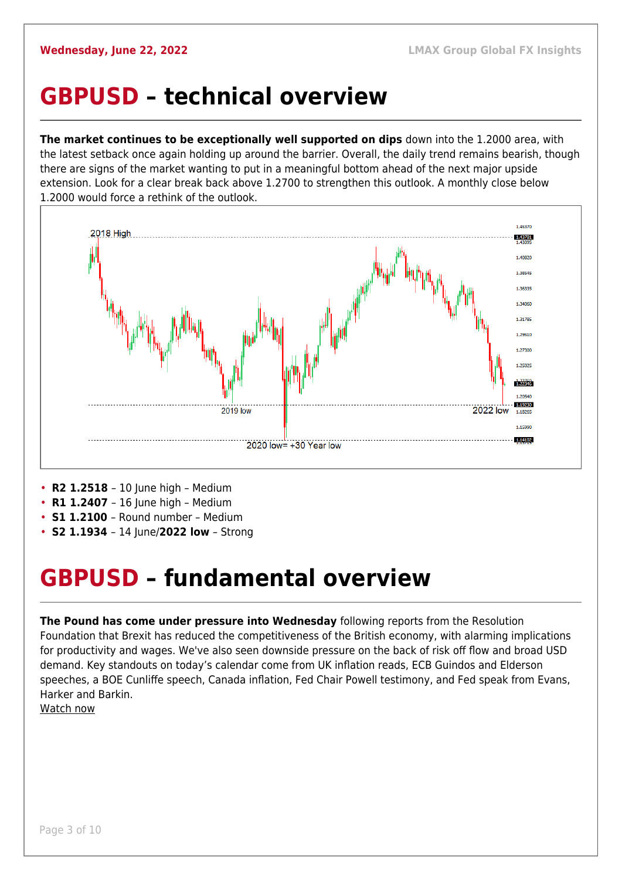# GBPUSD – technical overview

**The market continues to be exceptionally well supported on dips** down into the 1.2000 area, with the latest setback once again holding up around the barrier. Overall, the daily trend remains bearish, though there are signs of the market wanting to put in a meaningful bottom ahead of the next major upside extension. Look for a clear break back above 1.2700 to strengthen this outlook. A monthly close below 1.2000 would force a rethink of the outlook.

- **R2 1.2518** – 10 June high – Medium
- **R1 1.2407** – 16 June high – Medium
- **S1 1.2100** – Round number – Medium
- **S2 1.1934** – 14 June/**2022 low** – Strong

# GBPUSD – fundamental overview

**The Pound has come under pressure into Wednesday** following reports from the Resolution Foundation that Brexit has reduced the competitiveness of the British economy, with alarming implications for productivity and wages. We've also seen downside pressure on the back of risk off flow and broad USD demand. Key standouts on today's calendar come from UK inflation reads, ECB Guindos and Elderson speeches, a BOE Cunliffe speech, Canada inflation, Fed Chair Powell testimony, and Fed speak from Evans, Harker and Barkin.

Watch now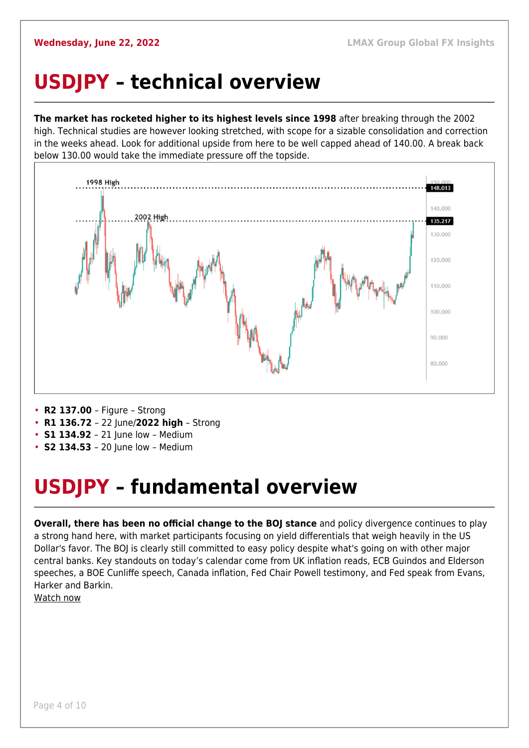# USDJPY – technical overview

**The market has rocketed higher to its highest levels since 1998** after breaking through the 2002 high. Technical studies are however looking stretched, with scope for a sizable consolidation and correction in the weeks ahead. Look for additional upside from here to be well capped ahead of 140.00. A break back below 130.00 would take the immediate pressure off the topside.

- **R2 137.00** – Figure – Strong
- **R1 136.72** – 22 June/**2022 high** – Strong
- **S1 134.92** – 21 June low – Medium
- **S2 134.53** – 20 June low – Medium

# USDJPY – fundamental overview

**Overall, there has been no official change to the BOJ stance** and policy divergence continues to play a strong hand here, with market participants focusing on yield differentials that weigh heavily in the US Dollar's favor. The BOJ is clearly still committed to easy policy despite what's going on with other major central banks. Key standouts on today's calendar come from UK inflation reads, ECB Guindos and Elderson speeches, a BOE Cunliffe speech, Canada inflation, Fed Chair Powell testimony, and Fed speak from Evans, Harker and Barkin.

Watch now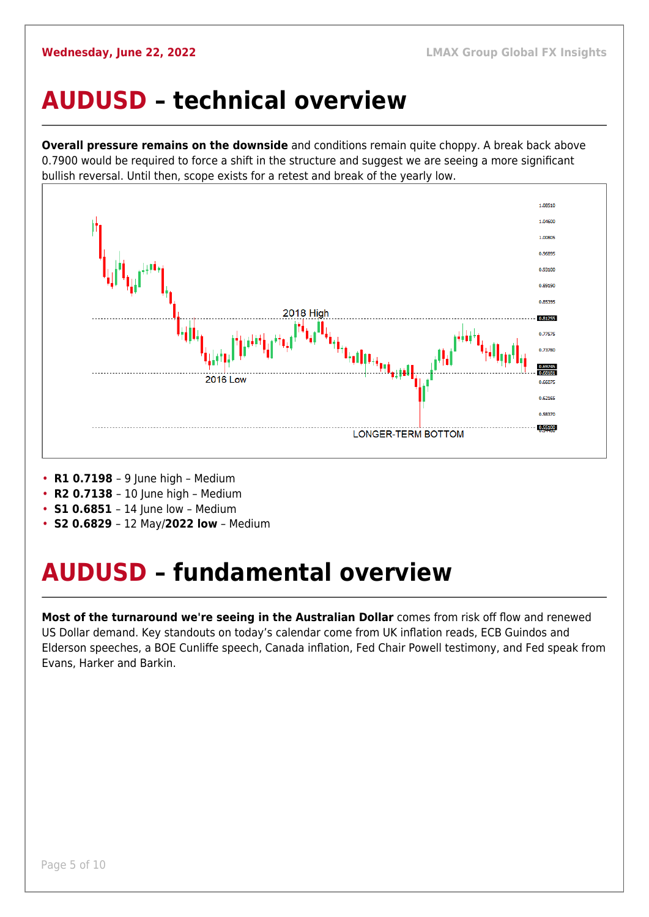# AUDUSD – technical overview

**Overall pressure remains on the downside** and conditions remain quite choppy. A break back above 0.7900 would be required to force a shift in the structure and suggest we are seeing a more significant bullish reversal. Until then, scope exists for a retest and break of the yearly low.

- **R1 0.7198** – 9 June high – Medium
- **R2 0.7138** – 10 June high – Medium
- **S1 0.6851** – 14 June low – Medium
- **S2 0.6829** – 12 May/**2022 low** – Medium

# AUDUSD – fundamental overview

**Most of the turnaround we're seeing in the Australian Dollar** comes from risk off flow and renewed US Dollar demand. Key standouts on today's calendar come from UK inflation reads, ECB Guindos and Elderson speeches, a BOE Cunliffe speech, Canada inflation, Fed Chair Powell testimony, and Fed speak from Evans, Harker and Barkin.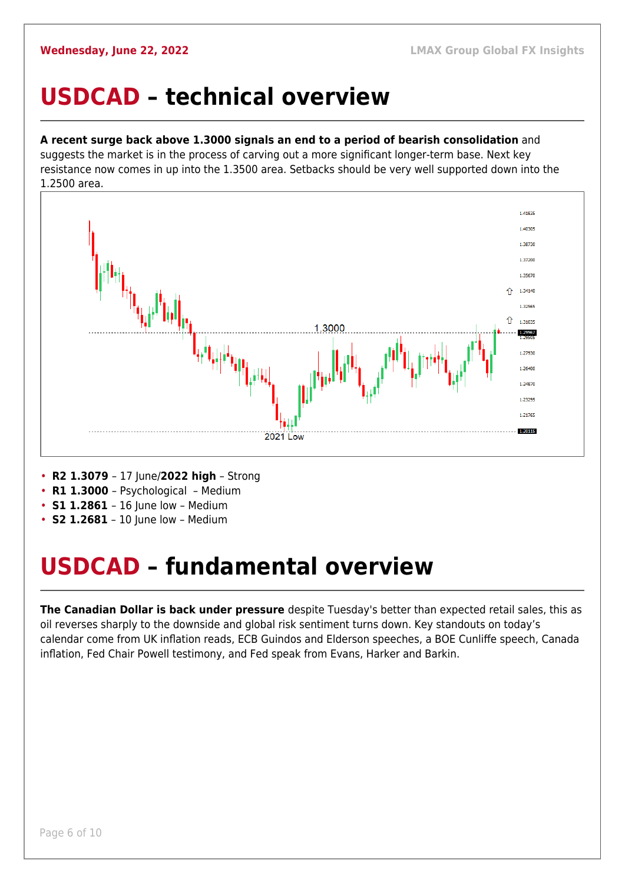# USDCAD – technical overview

**A recent surge back above 1.3000 signals an end to a period of bearish consolidation** and suggests the market is in the process of carving out a more significant longer-term base. Next key resistance now comes in up into the 1.3500 area. Setbacks should be very well supported down into the 1.2500 area.

- **R2 1.3079** – 17 June/**2022 high** – Strong
- **R1 1.3000** – Psychological – Medium
- **S1 1.2861** – 16 June low – Medium
- **S2 1.2681** – 10 June low – Medium

# USDCAD – fundamental overview

**The Canadian Dollar is back under pressure** despite Tuesday's better than expected retail sales, this as oil reverses sharply to the downside and global risk sentiment turns down. Key standouts on today's calendar come from UK inflation reads, ECB Guindos and Elderson speeches, a BOE Cunliffe speech, Canada inflation, Fed Chair Powell testimony, and Fed speak from Evans, Harker and Barkin.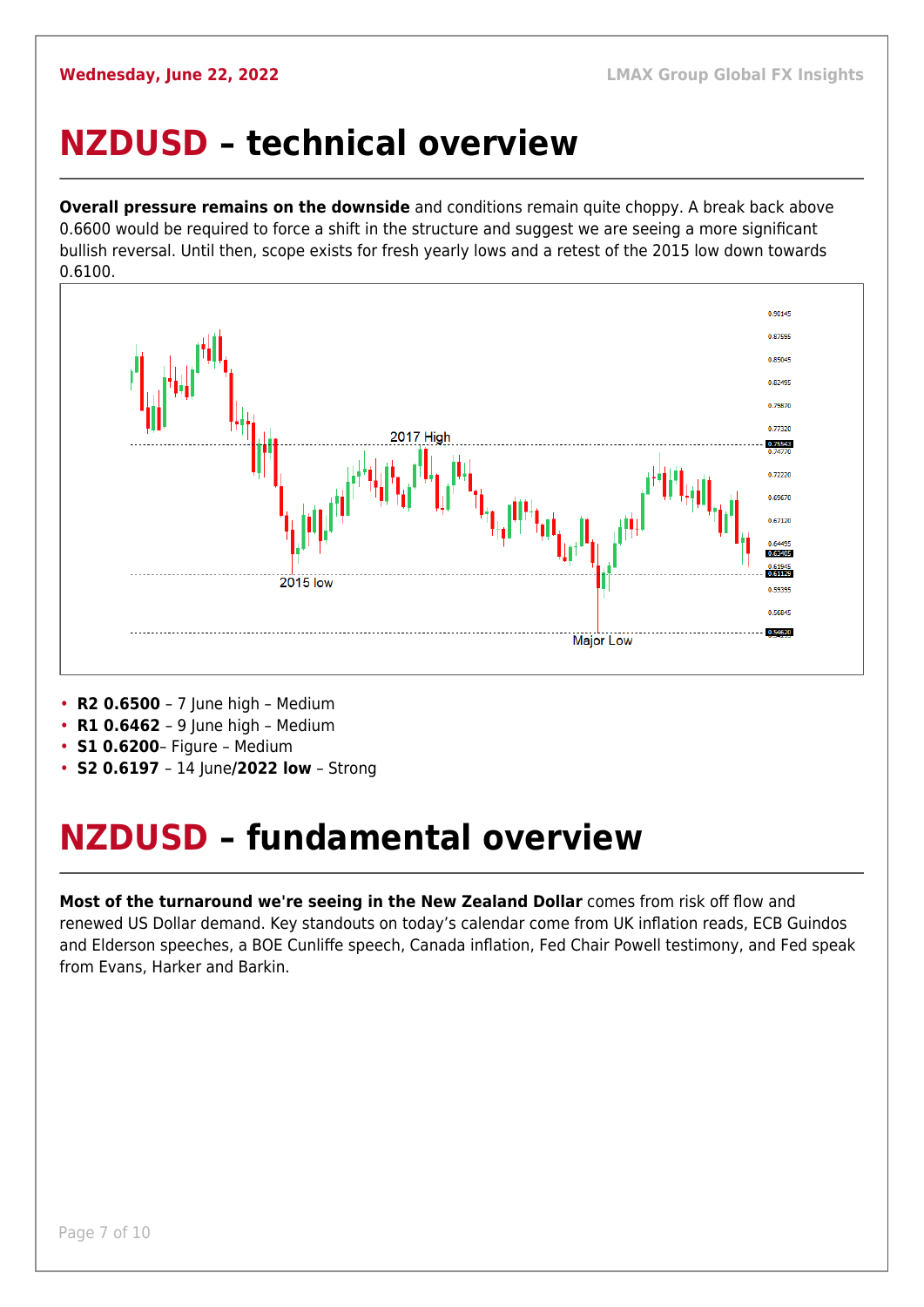# NZDUSD – technical overview

**Overall pressure remains on the downside** and conditions remain quite choppy. A break back above 0.6600 would be required to force a shift in the structure and suggest we are seeing a more significant bullish reversal. Until then, scope exists for fresh yearly lows and a retest of the 2015 low down towards 0.6100.

- **R2 0.6500** – 7 June high – Medium
- **R1 0.6462** – 9 June high – Medium
- **S1 0.6200**– Figure – Medium
- **S2 0.6197** – 14 June/**2022 low** – Strong

# NZDUSD – fundamental overview

**Most of the turnaround we're seeing in the New Zealand Dollar** comes from risk off flow and renewed US Dollar demand. Key standouts on today's calendar come from UK inflation reads, ECB Guindos and Elderson speeches, a BOE Cunliffe speech, Canada inflation, Fed Chair Powell testimony, and Fed speak from Evans, Harker and Barkin.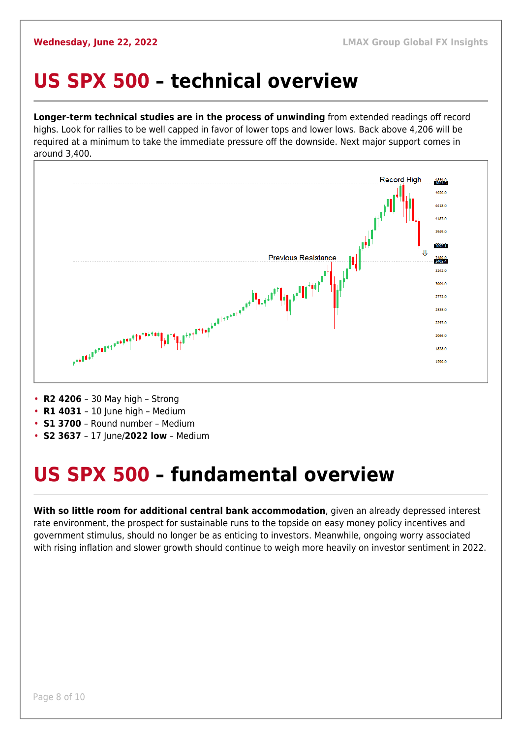# US SPX 500 – technical overview

**Longer-term technical studies are in the process of unwinding** from extended readings off record highs. Look for rallies to be well capped in favor of lower tops and lower lows. Back above 4,206 will be required at a minimum to take the immediate pressure off the downside. Next major support comes in around 3,400.

- **R2 4206** – 30 May high – Strong
- **R1 4031** – 10 June high – Medium
- **S1 3700** – Round number – Medium
- **S2 3637** – 17 June/**2022 low** – Medium

# US SPX 500 – fundamental overview

**With so little room for additional central bank accommodation**, given an already depressed interest rate environment, the prospect for sustainable runs to the topside on easy money policy incentives and government stimulus, should no longer be as enticing to investors. Meanwhile, ongoing worry associated with rising inflation and slower growth should continue to weigh more heavily on investor sentiment in 2022.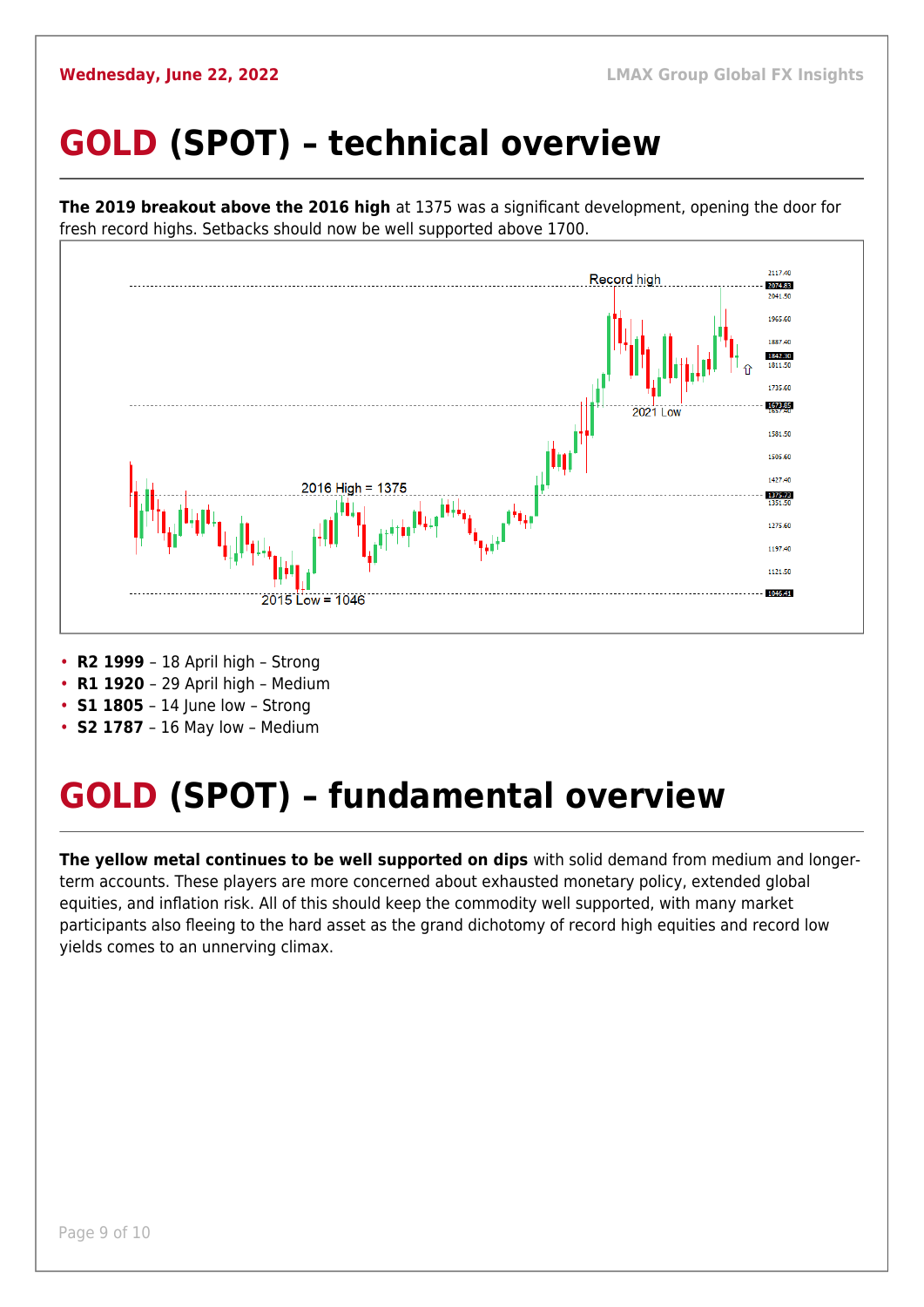# **GOLD** (SPOT) – technical overview

**The 2019 breakout above the 2016 high** at 1375 was a significant development, opening the door for fresh record highs. Setbacks should now be well supported above 1700.

- **R2 1999** – 18 April high – Strong
- **R1 1920** – 29 April high – Medium
- **S1 1805** – 14 June low – Strong
- **S2 1787** – 16 May low – Medium

# **GOLD** (SPOT) – fundamental overview

**The yellow metal continues to be well supported on dips** with solid demand from medium and longer-term accounts. These players are more concerned about exhausted monetary policy, extended global equities, and inflation risk. All of this should keep the commodity well supported, with many market participants also fleeing to the hard asset as the grand dichotomy of record high equities and record low yields comes to an unnerving climax.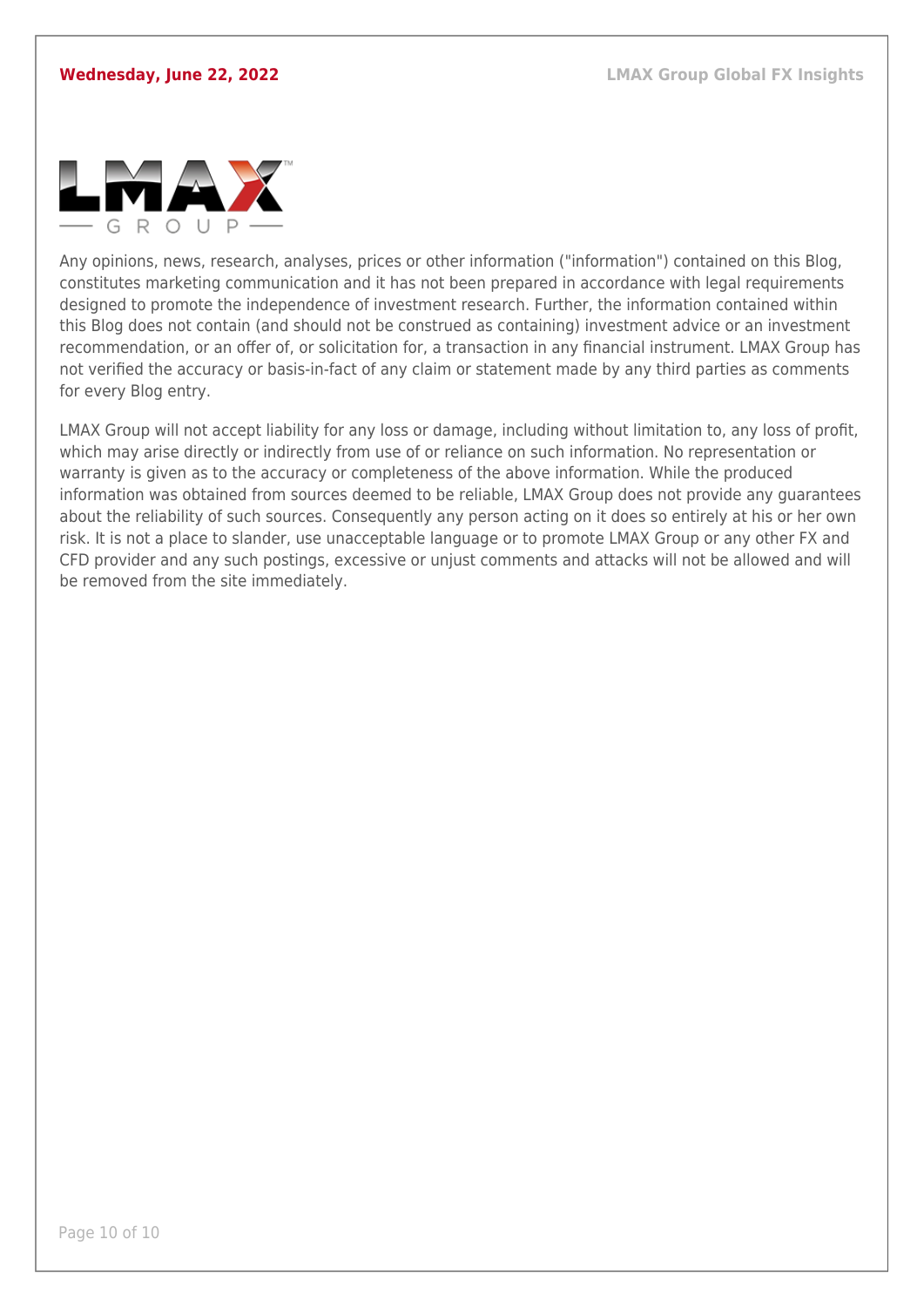Any opinions, news, research, analyses, prices or other information ("information") contained on this Blog, constitutes marketing communication and it has not been prepared in accordance with legal requirements designed to promote the independence of investment research. Further, the information contained within this Blog does not contain (and should not be construed as containing) investment advice or an investment recommendation, or an offer of, or solicitation for, a transaction in any financial instrument. LMAX Group has not verified the accuracy or basis-in-fact of any claim or statement made by any third parties as comments for every Blog entry.

LMAX Group will not accept liability for any loss or damage, including without limitation to, any loss of profit, which may arise directly or indirectly from use of or reliance on such information. No representation or warranty is given as to the accuracy or completeness of the above information. While the produced information was obtained from sources deemed to be reliable, LMAX Group does not provide any guarantees about the reliability of such sources. Consequently any person acting on it does so entirely at his or her own risk. It is not a place to slander, use unacceptable language or to promote LMAX Group or any other FX and CFD provider and any such postings, excessive or unjust comments and attacks will not be allowed and will be removed from the site immediately.